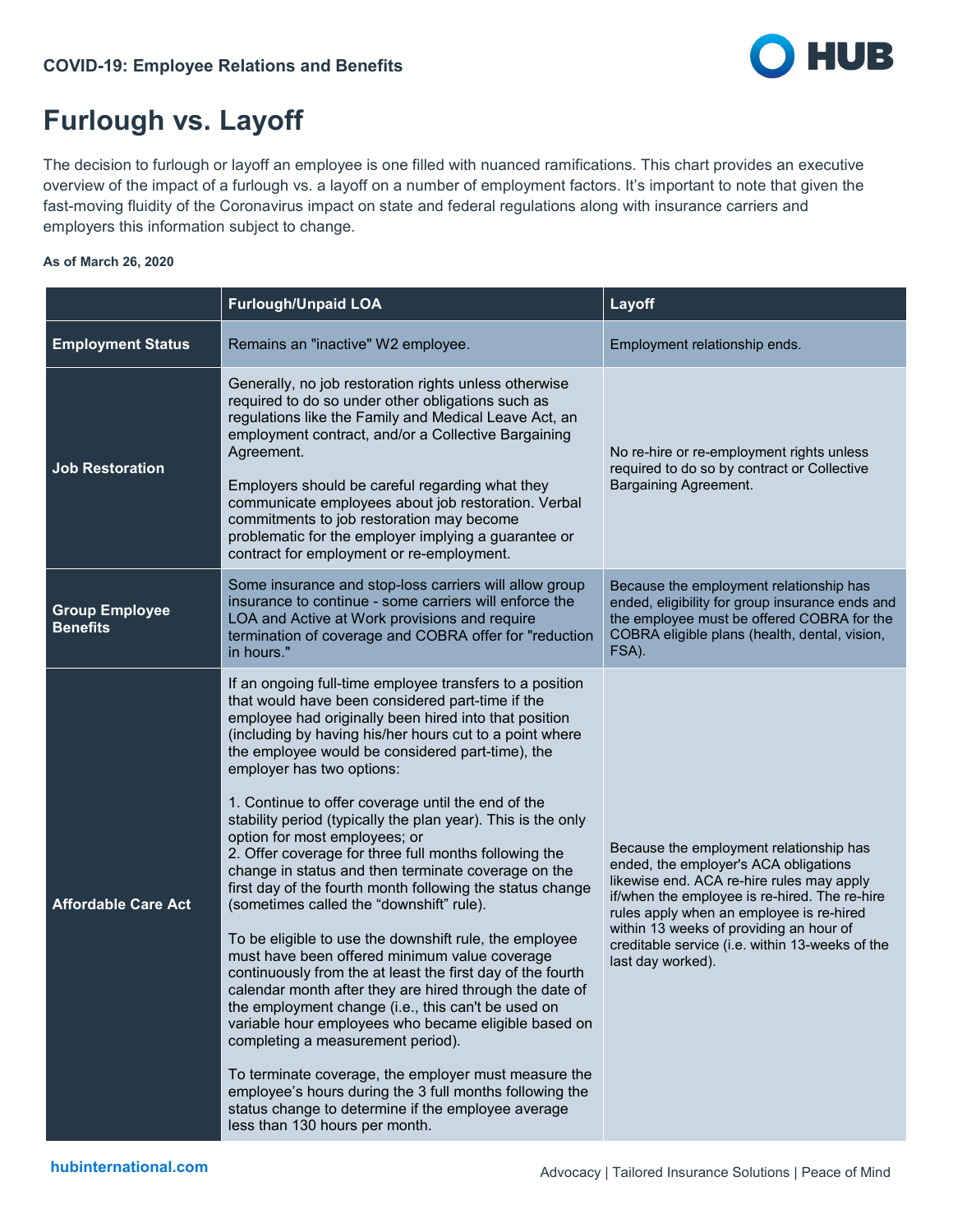**COVID-19: Employee Relations and Benefits**

# Furlough vs. Layoff

The decision to furlough or layoff an employee is one filled with nuanced ramifications. This chart provides an executive overview of the impact of a furlough vs. a layoff on a number of employment factors. It's important to note that given the fast-moving fluidity of the Coronavirus impact on state and federal regulations along with insurance carriers and employers this information subject to change.

**As of March 26, 2020**

| | Furlough/Unpaid LOA | Layoff |
|---|---|---|
| **Employment Status** | Remains an "inactive" W2 employee. | Employment relationship ends. |
| **Job Restoration** | Generally, no job restoration rights unless otherwise required to do so under other obligations such as regulations like the Family and Medical Leave Act, an employment contract, and/or a Collective Bargaining Agreement.<br><br>Employers should be careful regarding what they communicate employees about job restoration. Verbal commitments to job restoration may become problematic for the employer implying a guarantee or contract for employment or re-employment. | No re-hire or re-employment rights unless required to do so by contract or Collective Bargaining Agreement. |
| **Group Employee Benefits** | Some insurance and stop-loss carriers will allow group insurance to continue - some carriers will enforce the LOA and Active at Work provisions and require termination of coverage and COBRA offer for "reduction in hours." | Because the employment relationship has ended, eligibility for group insurance ends and the employee must be offered COBRA for the COBRA eligible plans (health, dental, vision, FSA). |
| **Affordable Care Act** | If an ongoing full-time employee transfers to a position that would have been considered part-time if the employee had originally been hired into that position (including by having his/her hours cut to a point where the employee would be considered part-time), the employer has two options:<br><br>1. Continue to offer coverage until the end of the stability period (typically the plan year). This is the only option for most employees; or<br>2. Offer coverage for three full months following the change in status and then terminate coverage on the first day of the fourth month following the status change (sometimes called the "downshift" rule).<br><br>To be eligible to use the downshift rule, the employee must have been offered minimum value coverage continuously from the at least the first day of the fourth calendar month after they are hired through the date of the employment change (i.e., this can't be used on variable hour employees who became eligible based on completing a measurement period).<br><br>To terminate coverage, the employer must measure the employee's hours during the 3 full months following the status change to determine if the employee average less than 130 hours per month. | Because the employment relationship has ended, the employer's ACA obligations likewise end. ACA re-hire rules may apply if/when the employee is re-hired. The re-hire rules apply when an employee is re-hired within 13 weeks of providing an hour of creditable service (i.e. within 13-weeks of the last day worked). |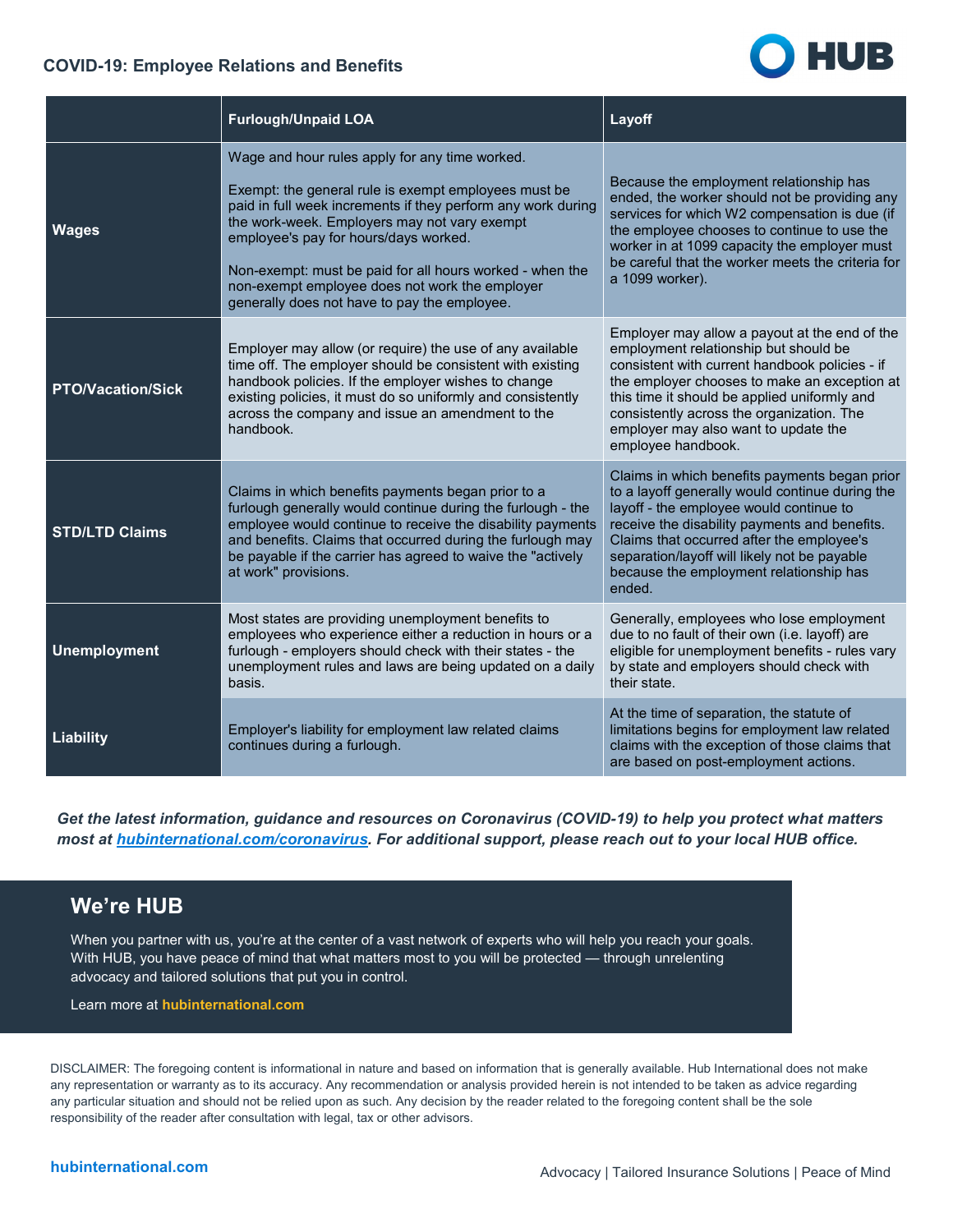## COVID-19: Employee Relations and Benefits

| | Furlough/Unpaid LOA | Layoff |
|---|---|---|
| **Wages** | Wage and hour rules apply for any time worked.<br><br>Exempt: the general rule is exempt employees must be paid in full week increments if they perform any work during the work-week. Employers may not vary exempt employee's pay for hours/days worked.<br><br>Non-exempt: must be paid for all hours worked - when the non-exempt employee does not work the employer generally does not have to pay the employee. | Because the employment relationship has ended, the worker should not be providing any services for which W2 compensation is due (if the employee chooses to continue to use the worker in at 1099 capacity the employer must be careful that the worker meets the criteria for a 1099 worker). |
| **PTO/Vacation/Sick** | Employer may allow (or require) the use of any available time off. The employer should be consistent with existing handbook policies. If the employer wishes to change existing policies, it must do so uniformly and consistently across the company and issue an amendment to the handbook. | Employer may allow a payout at the end of the employment relationship but should be consistent with current handbook policies - if the employer chooses to make an exception at this time it should be applied uniformly and consistently across the organization. The employer may also want to update the employee handbook. |
| **STD/LTD Claims** | Claims in which benefits payments began prior to a furlough generally would continue during the furlough - the employee would continue to receive the disability payments and benefits. Claims that occurred during the furlough may be payable if the carrier has agreed to waive the "actively at work" provisions. | Claims in which benefits payments began prior to a layoff generally would continue during the layoff - the employee would continue to receive the disability payments and benefits. Claims that occurred after the employee's separation/layoff will likely not be payable because the employment relationship has ended. |
| **Unemployment** | Most states are providing unemployment benefits to employees who experience either a reduction in hours or a furlough - employers should check with their states - the unemployment rules and laws are being updated on a daily basis. | Generally, employees who lose employment due to no fault of their own (i.e. layoff) are eligible for unemployment benefits - rules vary by state and employers should check with their state. |
| **Liability** | Employer's liability for employment law related claims continues during a furlough. | At the time of separation, the statute of limitations begins for employment law related claims with the exception of those claims that are based on post-employment actions. |

***Get the latest information, guidance and resources on Coronavirus (COVID-19) to help you protect what matters most at [hubinternational.com/coronavirus](hubinternational.com/coronavirus). For additional support, please reach out to your local HUB office.***

## We're HUB

When you partner with us, you're at the center of a vast network of experts who will help you reach your goals. With HUB, you have peace of mind that what matters most to you will be protected — through unrelenting advocacy and tailored solutions that put you in control.

Learn more at **hubinternational.com**

DISCLAIMER: The foregoing content is informational in nature and based on information that is generally available. Hub International does not make any representation or warranty as to its accuracy. Any recommendation or analysis provided herein is not intended to be taken as advice regarding any particular situation and should not be relied upon as such. Any decision by the reader related to the foregoing content shall be the sole responsibility of the reader after consultation with legal, tax or other advisors.